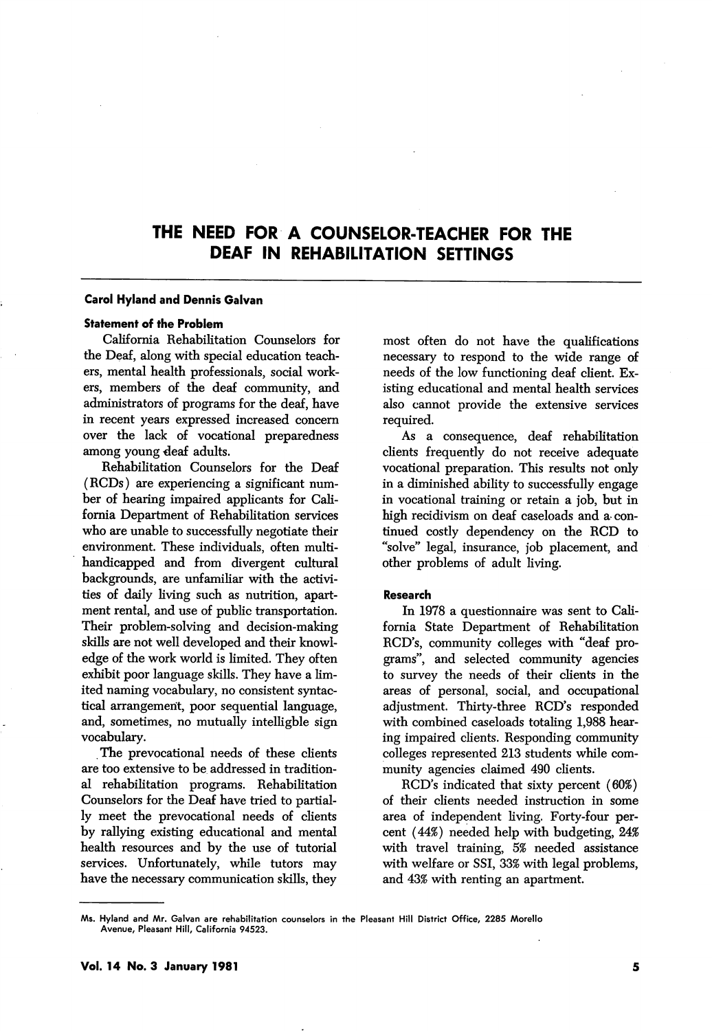# THE NEED FOR A COUNSELOR-TEACHER FOR THE DEAF IN REHABILITATION SETTINGS

**Carol Hyland and Dennis Galvan**

### Statement of the Problem

California Rehabilitation Counselors for the Deaf, along with special education teachers, mental health professionals, social workers, members of the deaf community, and administrators of programs for the deaf, have in recent years expressed increased concern over the lack of vocational preparedness among young deaf adults.

Rehabilitation Counselors for the Deaf (RCDs) are experiencing a significant number of hearing impaired applicants for California Department of Rehabilitation services who are unable to successfully negotiate their environment. These individuals, often multi-handicapped and from divergent cultural backgrounds, are unfamiliar with the activities of daily living such as nutrition, apartment rental, and use of public transportation. Their problem-solving and decision-making skills are not well developed and their knowledge of the work world is limited. They often exhibit poor language skills. They have a limited naming vocabulary, no consistent syntactical arrangement, poor sequential language, and, sometimes, no mutually intelligble sign vocabulary.

The prevocational needs of these clients are too extensive to be addressed in traditional rehabilitation programs. Rehabilitation Counselors for the Deaf have tried to partially meet the prevocational needs of clients by rallying existing educational and mental health resources and by the use of tutorial services. Unfortunately, while tutors may have the necessary communication skills, they most often do not have the qualifications necessary to respond to the wide range of needs of the low functioning deaf client. Existing educational and mental health services also cannot provide the extensive services required.

As a consequence, deaf rehabilitation clients frequently do not receive adequate vocational preparation. This results not only in a diminished ability to successfully engage in vocational training or retain a job, but in high recidivism on deaf caseloads and a continued costly dependency on the RCD to "solve" legal, insurance, job placement, and other problems of adult living.

### Research

In 1978 a questionnaire was sent to California State Department of Rehabilitation RCD's, community colleges with "deaf programs", and selected community agencies to survey the needs of their clients in the areas of personal, social, and occupational adjustment. Thirty-three RCD's responded with combined caseloads totaling 1,988 hearing impaired clients. Responding community colleges represented 213 students while community agencies claimed 490 clients.

RCD's indicated that sixty percent (60%) of their clients needed instruction in some area of independent living. Forty-four percent (44%) needed help with budgeting, 24% with travel training, 5% needed assistance with welfare or SSI, 33% with legal problems, and 43% with renting an apartment.

---

Ms. Hyland and Mr. Galvan are rehabilitation counselors in the Pleasant Hill District Office, 2285 Morello Avenue, Pleasant Hill, California 94523.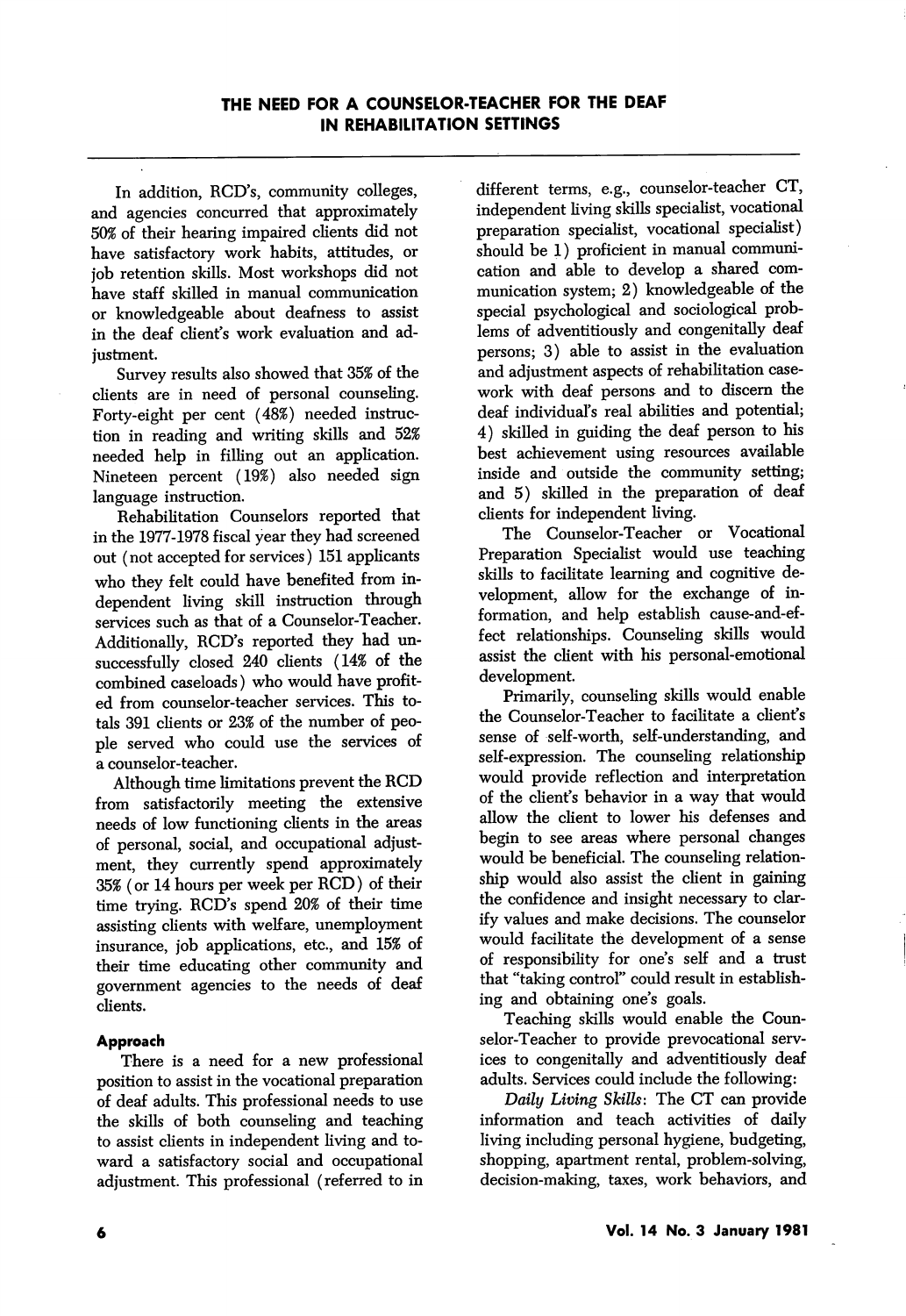In addition, RCD's, community colleges, and agencies concurred that approximately 50% of their hearing impaired clients did not have satisfactory work habits, attitudes, or job retention skills. Most workshops did not have staff skilled in manual communication or knowledgeable about deafness to assist in the deaf client's work evaluation and adjustment.

Survey results also showed that 35% of the clients are in need of personal counseling. Forty-eight per cent (48%) needed instruction in reading and writing skills and 52% needed help in filling out an application. Nineteen percent (19%) also needed sign language instruction.

Rehabilitation Counselors reported that in the 1977-1978 fiscal year they had screened out (not accepted for services) 151 applicants who they felt could have benefited from independent living skill instruction through services such as that of a Counselor-Teacher. Additionally, RCD's reported they had unsuccessfully closed 240 clients (14% of the combined caseloads) who would have profited from counselor-teacher services. This totals 391 clients or 23% of the number of people served who could use the services of a counselor-teacher.

Although time limitations prevent the RCD from satisfactorily meeting the extensive needs of low functioning clients in the areas of personal, social, and occupational adjustment, they currently spend approximately 35% (or 14 hours per week per RCD) of their time trying. RCD's spend 20% of their time assisting clients with welfare, unemployment insurance, job applications, etc., and 15% of their time educating other community and government agencies to the needs of deaf clients.

### Approach

There is a need for a new professional position to assist in the vocational preparation of deaf adults. This professional needs to use the skills of both counseling and teaching to assist clients in independent living and toward a satisfactory social and occupational adjustment. This professional (referred to in different terms, e.g., counselor-teacher CT, independent living skills specialist, vocational preparation specialist, vocational specialist) should be 1) proficient in manual communication and able to develop a shared communication system; 2) knowledgeable of the special psychological and sociological problems of adventitiously and congenitally deaf persons; 3) able to assist in the evaluation and adjustment aspects of rehabilitation casework with deaf persons and to discern the deaf individual's real abilities and potential; 4) skilled in guiding the deaf person to his best achievement using resources available inside and outside the community setting; and 5) skilled in the preparation of deaf clients for independent living.

The Counselor-Teacher or Vocational Preparation Specialist would use teaching skills to facilitate learning and cognitive development, allow for the exchange of information, and help establish cause-and-effect relationships. Counseling skills would assist the client with his personal-emotional development.

Primarily, counseling skills would enable the Counselor-Teacher to facilitate a client's sense of self-worth, self-understanding, and self-expression. The counseling relationship would provide reflection and interpretation of the client's behavior in a way that would allow the client to lower his defenses and begin to see areas where personal changes would be beneficial. The counseling relationship would also assist the client in gaining the confidence and insight necessary to clarify values and make decisions. The counselor would facilitate the development of a sense of responsibility for one's self and a trust that "taking control" could result in establishing and obtaining one's goals.

Teaching skills would enable the Counselor-Teacher to provide prevocational services to congenitally and adventitiously deaf adults. Services could include the following:

*Daily Living Skills*: The CT can provide information and teach activities of daily living including personal hygiene, budgeting, shopping, apartment rental, problem-solving, decision-making, taxes, work behaviors, and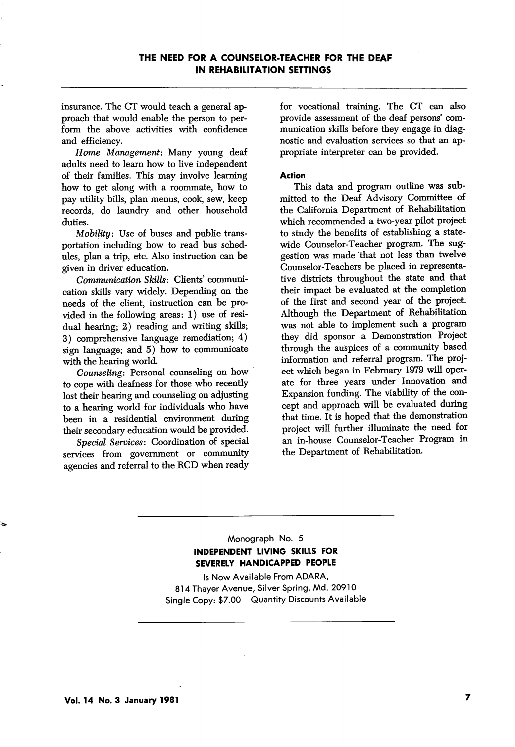insurance. The CT would teach a general approach that would enable the person to perform the above activities with confidence and efficiency.

*Home Management*: Many young deaf adults need to learn how to live independent of their families. This may involve learning how to get along with a roommate, how to pay utility bills, plan menus, cook, sew, keep records, do laundry and other household duties.

*Mobility*: Use of buses and public transportation including how to read bus schedules, plan a trip, etc. Also instruction can be given in driver education.

*Communication Skills*: Clients' communication skills vary widely. Depending on the needs of the client, instruction can be provided in the following areas: 1) use of residual hearing; 2) reading and writing skills; 3) comprehensive language remediation; 4) sign language; and 5) how to communicate with the hearing world.

*Counseling*: Personal counseling on how to cope with deafness for those who recently lost their hearing and counseling on adjusting to a hearing world for individuals who have been in a residential environment during their secondary education would be provided.

*Special Services*: Coordination of special services from government or community agencies and referral to the RCD when ready for vocational training. The CT can also provide assessment of the deaf persons' communication skills before they engage in diagnostic and evaluation services so that an appropriate interpreter can be provided.

### Action

This data and program outline was submitted to the Deaf Advisory Committee of the California Department of Rehabilitation which recommended a two-year pilot project to study the benefits of establishing a statewide Counselor-Teacher program. The suggestion was made that not less than twelve Counselor-Teachers be placed in representative districts throughout the state and that their impact be evaluated at the completion of the first and second year of the project. Although the Department of Rehabilitation was not able to implement such a program they did sponsor a Demonstration Project through the auspices of a community based information and referral program. The project which began in February 1979 will operate for three years under Innovation and Expansion funding. The viability of the concept and approach will be evaluated during that time. It is hoped that the demonstration project will further illuminate the need for an in-house Counselor-Teacher Program in the Department of Rehabilitation.

---

Monograph No. 5

**INDEPENDENT LIVING SKILLS FOR SEVERELY HANDICAPPED PEOPLE**

Is Now Available From ADARA,
814 Thayer Avenue, Silver Spring, Md. 20910
Single Copy: $7.00 Quantity Discounts Available

---